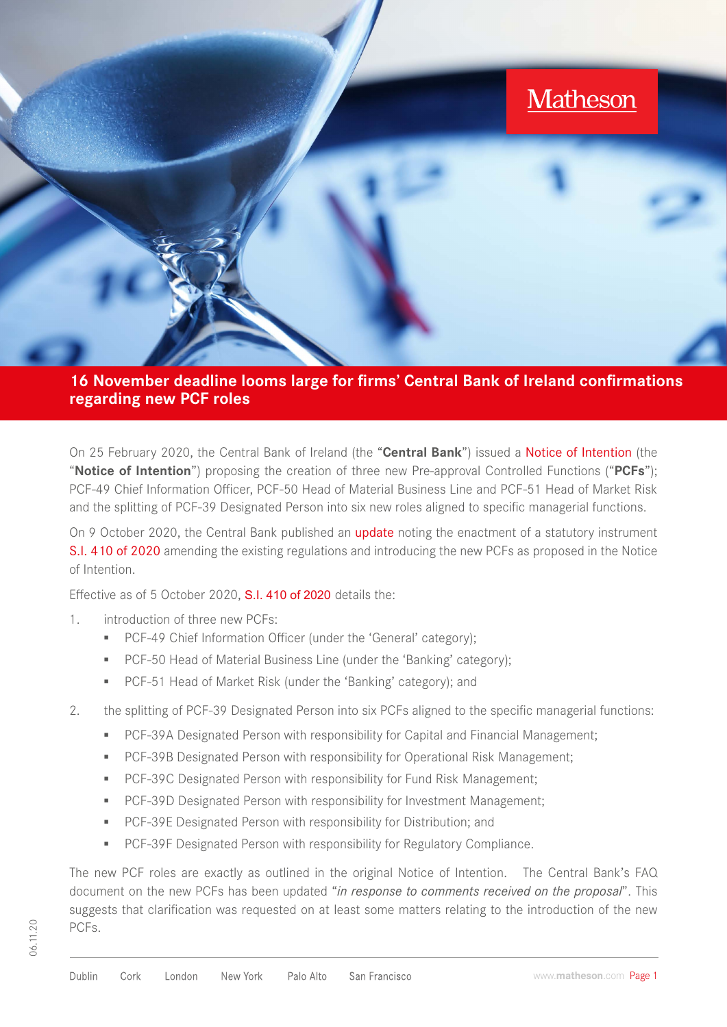# 16 November deadline looms large for firms' Central Bank of Ireland confirmations regarding new PCF roles

On 25 February 2020, the Central Bank of Ireland (the "**Central Bank**") issued a Notice of Intention (the "**Notice of Intention**") proposing the creation of three new Pre-approval Controlled Functions ("**PCFs**"); PCF-49 Chief Information Officer, PCF-50 Head of Material Business Line and PCF-51 Head of Market Risk and the splitting of PCF-39 Designated Person into six new roles aligned to specific managerial functions.

On 9 October 2020, the Central Bank published an update noting the enactment of a statutory instrument S.I. 410 of 2020 amending the existing regulations and introducing the new PCFs as proposed in the Notice of Intention.

Effective as of 5 October 2020, S.I. 410 of 2020 details the:

1. introduction of three new PCFs:
   - PCF-49 Chief Information Officer (under the 'General' category);
   - PCF-50 Head of Material Business Line (under the 'Banking' category);
   - PCF-51 Head of Market Risk (under the 'Banking' category); and
2. the splitting of PCF-39 Designated Person into six PCFs aligned to the specific managerial functions:
   - PCF-39A Designated Person with responsibility for Capital and Financial Management;
   - PCF-39B Designated Person with responsibility for Operational Risk Management;
   - PCF-39C Designated Person with responsibility for Fund Risk Management;
   - PCF-39D Designated Person with responsibility for Investment Management;
   - PCF-39E Designated Person with responsibility for Distribution; and
   - PCF-39F Designated Person with responsibility for Regulatory Compliance.

The new PCF roles are exactly as outlined in the original Notice of Intention. The Central Bank's FAQ document on the new PCFs has been updated "*in response to comments received on the proposal*". This suggests that clarification was requested on at least some matters relating to the introduction of the new PCFs.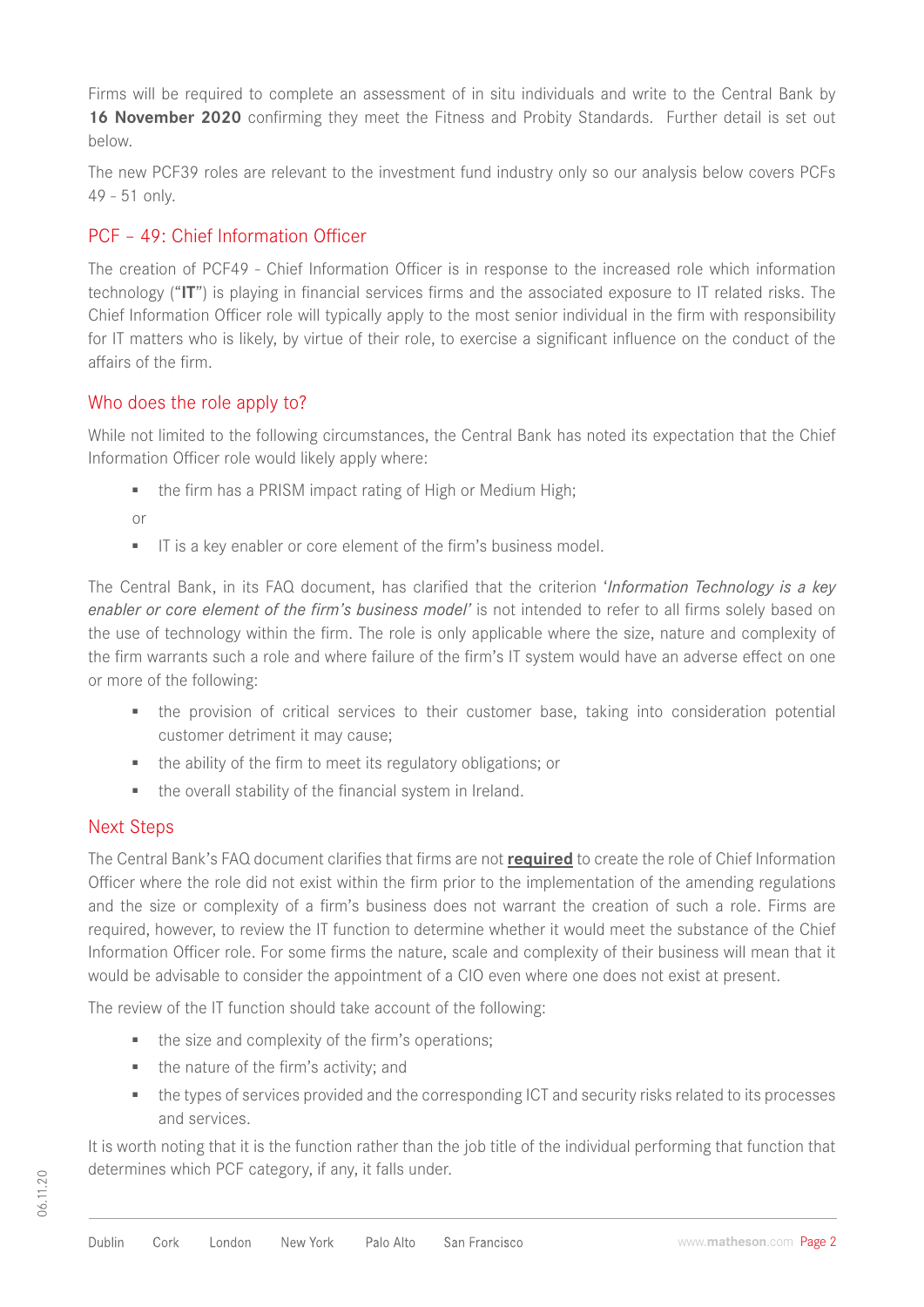Firms will be required to complete an assessment of in situ individuals and write to the Central Bank by **16 November 2020** confirming they meet the Fitness and Probity Standards. Further detail is set out below.

The new PCF39 roles are relevant to the investment fund industry only so our analysis below covers PCFs 49 - 51 only.

## PCF – 49: Chief Information Officer

The creation of PCF49 - Chief Information Officer is in response to the increased role which information technology ("**IT**") is playing in financial services firms and the associated exposure to IT related risks. The Chief Information Officer role will typically apply to the most senior individual in the firm with responsibility for IT matters who is likely, by virtue of their role, to exercise a significant influence on the conduct of the affairs of the firm.

## Who does the role apply to?

While not limited to the following circumstances, the Central Bank has noted its expectation that the Chief Information Officer role would likely apply where:

- the firm has a PRISM impact rating of High or Medium High;

  or

- IT is a key enabler or core element of the firm's business model.

The Central Bank, in its FAQ document, has clarified that the criterion '*Information Technology is a key enabler or core element of the firm's business model*' is not intended to refer to all firms solely based on the use of technology within the firm. The role is only applicable where the size, nature and complexity of the firm warrants such a role and where failure of the firm's IT system would have an adverse effect on one or more of the following:

- the provision of critical services to their customer base, taking into consideration potential customer detriment it may cause;
- the ability of the firm to meet its regulatory obligations; or
- the overall stability of the financial system in Ireland.

## Next Steps

The Central Bank's FAQ document clarifies that firms are not **required** to create the role of Chief Information Officer where the role did not exist within the firm prior to the implementation of the amending regulations and the size or complexity of a firm's business does not warrant the creation of such a role. Firms are required, however, to review the IT function to determine whether it would meet the substance of the Chief Information Officer role. For some firms the nature, scale and complexity of their business will mean that it would be advisable to consider the appointment of a CIO even where one does not exist at present.

The review of the IT function should take account of the following:

- the size and complexity of the firm's operations;
- the nature of the firm's activity; and
- the types of services provided and the corresponding ICT and security risks related to its processes and services.

It is worth noting that it is the function rather than the job title of the individual performing that function that determines which PCF category, if any, it falls under.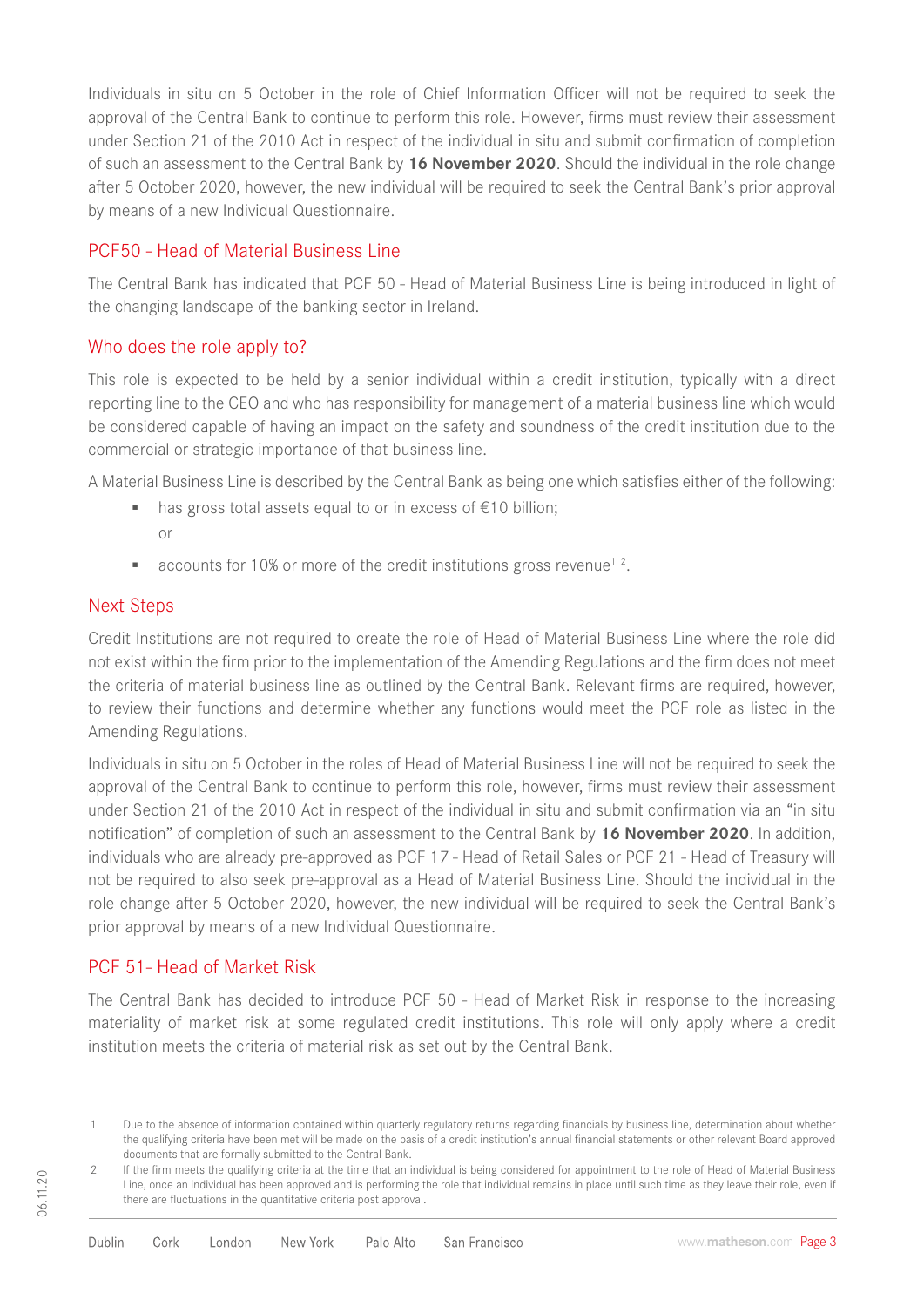Individuals in situ on 5 October in the role of Chief Information Officer will not be required to seek the approval of the Central Bank to continue to perform this role. However, firms must review their assessment under Section 21 of the 2010 Act in respect of the individual in situ and submit confirmation of completion of such an assessment to the Central Bank by **16 November 2020**. Should the individual in the role change after 5 October 2020, however, the new individual will be required to seek the Central Bank's prior approval by means of a new Individual Questionnaire.

## PCF50 - Head of Material Business Line

The Central Bank has indicated that PCF 50 - Head of Material Business Line is being introduced in light of the changing landscape of the banking sector in Ireland.

## Who does the role apply to?

This role is expected to be held by a senior individual within a credit institution, typically with a direct reporting line to the CEO and who has responsibility for management of a material business line which would be considered capable of having an impact on the safety and soundness of the credit institution due to the commercial or strategic importance of that business line.

A Material Business Line is described by the Central Bank as being one which satisfies either of the following:

- has gross total assets equal to or in excess of €10 billion;
  or
- accounts for 10% or more of the credit institutions gross revenue[1] [2].

## Next Steps

Credit Institutions are not required to create the role of Head of Material Business Line where the role did not exist within the firm prior to the implementation of the Amending Regulations and the firm does not meet the criteria of material business line as outlined by the Central Bank. Relevant firms are required, however, to review their functions and determine whether any functions would meet the PCF role as listed in the Amending Regulations.

Individuals in situ on 5 October in the roles of Head of Material Business Line will not be required to seek the approval of the Central Bank to continue to perform this role, however, firms must review their assessment under Section 21 of the 2010 Act in respect of the individual in situ and submit confirmation via an "in situ notification" of completion of such an assessment to the Central Bank by **16 November 2020**. In addition, individuals who are already pre-approved as PCF 17 - Head of Retail Sales or PCF 21 - Head of Treasury will not be required to also seek pre-approval as a Head of Material Business Line. Should the individual in the role change after 5 October 2020, however, the new individual will be required to seek the Central Bank's prior approval by means of a new Individual Questionnaire.

## PCF 51- Head of Market Risk

The Central Bank has decided to introduce PCF 50 - Head of Market Risk in response to the increasing materiality of market risk at some regulated credit institutions. This role will only apply where a credit institution meets the criteria of material risk as set out by the Central Bank.

---

1 Due to the absence of information contained within quarterly regulatory returns regarding financials by business line, determination about whether the qualifying criteria have been met will be made on the basis of a credit institution's annual financial statements or other relevant Board approved documents that are formally submitted to the Central Bank.

2 If the firm meets the qualifying criteria at the time that an individual is being considered for appointment to the role of Head of Material Business Line, once an individual has been approved and is performing the role that individual remains in place until such time as they leave their role, even if there are fluctuations in the quantitative criteria post approval.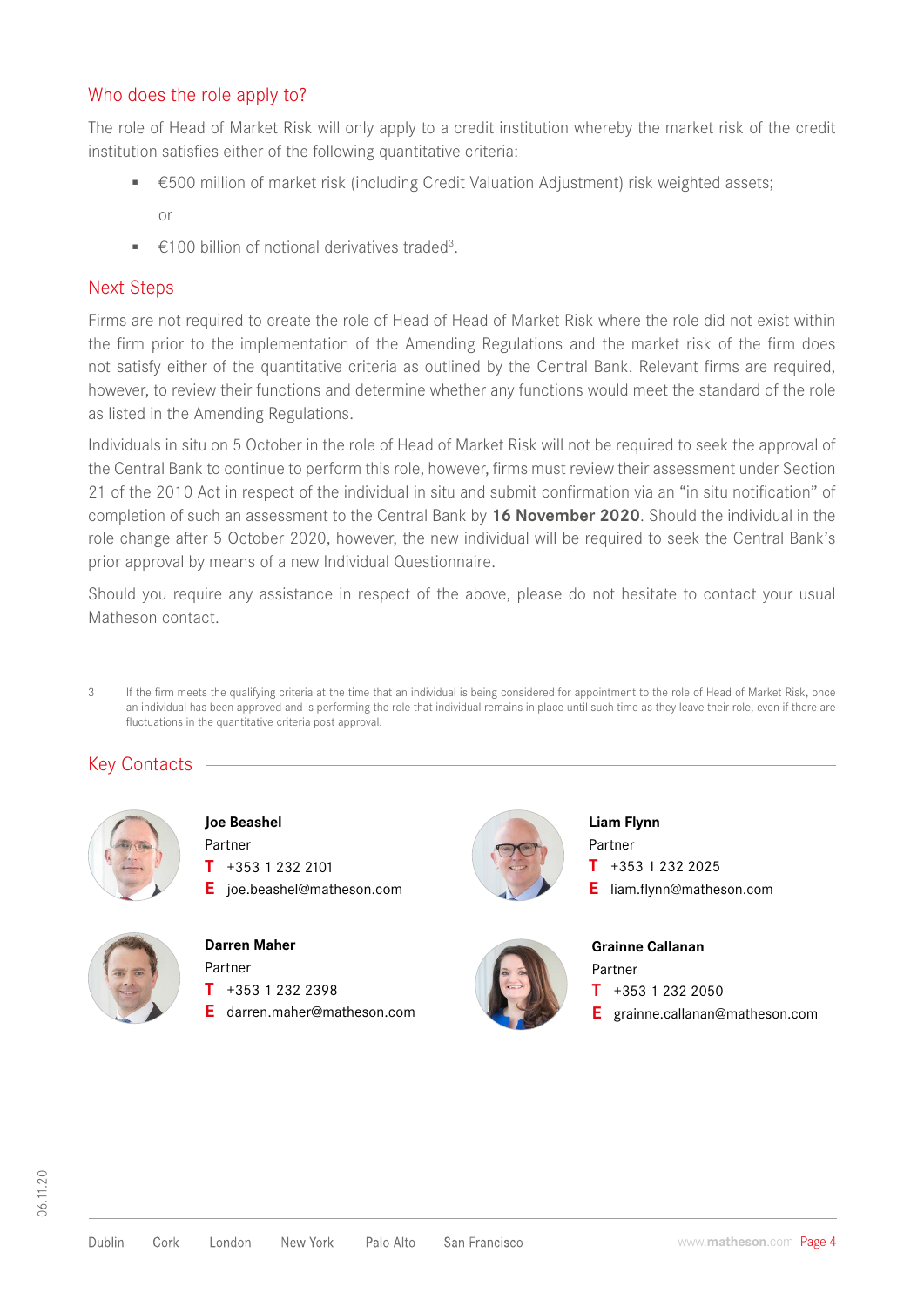## Who does the role apply to?

The role of Head of Market Risk will only apply to a credit institution whereby the market risk of the credit institution satisfies either of the following quantitative criteria:

- €500 million of market risk (including Credit Valuation Adjustment) risk weighted assets;

  or

- €100 billion of notional derivatives traded[3].

## Next Steps

Firms are not required to create the role of Head of Head of Market Risk where the role did not exist within the firm prior to the implementation of the Amending Regulations and the market risk of the firm does not satisfy either of the quantitative criteria as outlined by the Central Bank. Relevant firms are required, however, to review their functions and determine whether any functions would meet the standard of the role as listed in the Amending Regulations.

Individuals in situ on 5 October in the role of Head of Market Risk will not be required to seek the approval of the Central Bank to continue to perform this role, however, firms must review their assessment under Section 21 of the 2010 Act in respect of the individual in situ and submit confirmation via an "in situ notification" of completion of such an assessment to the Central Bank by **16 November 2020**. Should the individual in the role change after 5 October 2020, however, the new individual will be required to seek the Central Bank's prior approval by means of a new Individual Questionnaire.

Should you require any assistance in respect of the above, please do not hesitate to contact your usual Matheson contact.

3 If the firm meets the qualifying criteria at the time that an individual is being considered for appointment to the role of Head of Market Risk, once an individual has been approved and is performing the role that individual remains in place until such time as they leave their role, even if there are fluctuations in the quantitative criteria post approval.

## Key Contacts

**Joe Beashel**
Partner
**T** +353 1 232 2101
**E** joe.beashel@matheson.com

**Liam Flynn**
Partner
**T** +353 1 232 2025
**E** liam.flynn@matheson.com

**Darren Maher**
Partner
**T** +353 1 232 2398
**E** darren.maher@matheson.com

**Grainne Callanan**
Partner
**T** +353 1 232 2050
**E** grainne.callanan@matheson.com

06.11.20

Dublin Cork London New York Palo Alto San Francisco

www.matheson.com